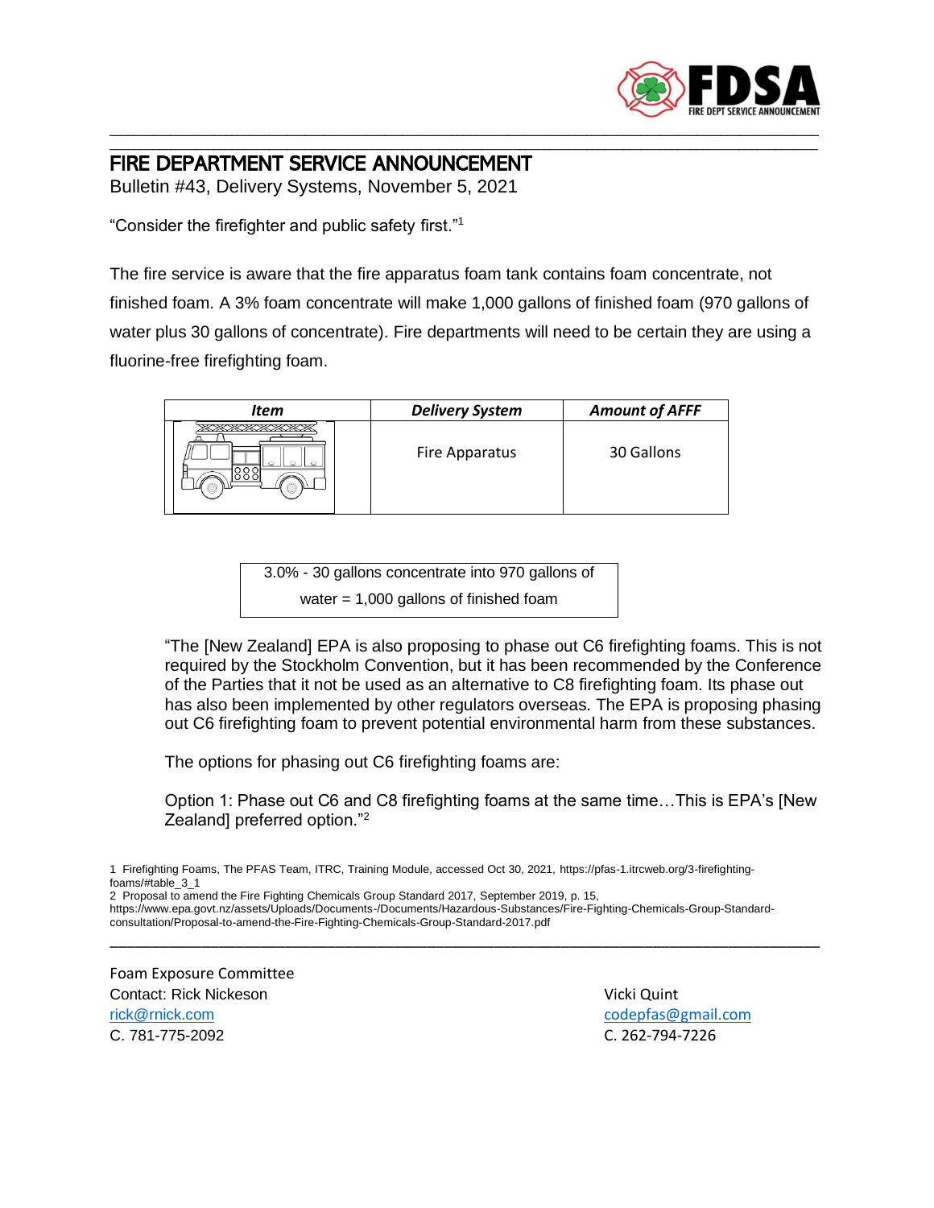# FIRE DEPARTMENT SERVICE ANNOUNCEMENT

Bulletin #43, Delivery Systems, November 5, 2021

"Consider the firefighter and public safety first."[1]

The fire service is aware that the fire apparatus foam tank contains foam concentrate, not finished foam. A 3% foam concentrate will make 1,000 gallons of finished foam (970 gallons of water plus 30 gallons of concentrate). Fire departments will need to be certain they are using a fluorine-free firefighting foam.

| *Item* | *Delivery System* | *Amount of AFFF* |
| --- | --- | --- |
| | Fire Apparatus | 30 Gallons |

3.0% - 30 gallons concentrate into 970 gallons of water = 1,000 gallons of finished foam

> "The [New Zealand] EPA is also proposing to phase out C6 firefighting foams. This is not required by the Stockholm Convention, but it has been recommended by the Conference of the Parties that it not be used as an alternative to C8 firefighting foam. Its phase out has also been implemented by other regulators overseas. The EPA is proposing phasing out C6 firefighting foam to prevent potential environmental harm from these substances.
>
> The options for phasing out C6 firefighting foams are:
>
> Option 1: Phase out C6 and C8 firefighting foams at the same time…This is EPA's [New Zealand] preferred option."[2]

1 Firefighting Foams, The PFAS Team, ITRC, Training Module, accessed Oct 30, 2021, https://pfas-1.itrcweb.org/3-firefighting-foams/#table_3_1

2 Proposal to amend the Fire Fighting Chemicals Group Standard 2017, September 2019, p. 15, https://www.epa.govt.nz/assets/Uploads/Documents-/Documents/Hazardous-Substances/Fire-Fighting-Chemicals-Group-Standard-consultation/Proposal-to-amend-the-Fire-Fighting-Chemicals-Group-Standard-2017.pdf

Foam Exposure Committee

Contact: Rick Nickeson
rick@rnick.com
C. 781-775-2092

Vicki Quint
codepfas@gmail.com
C. 262-794-7226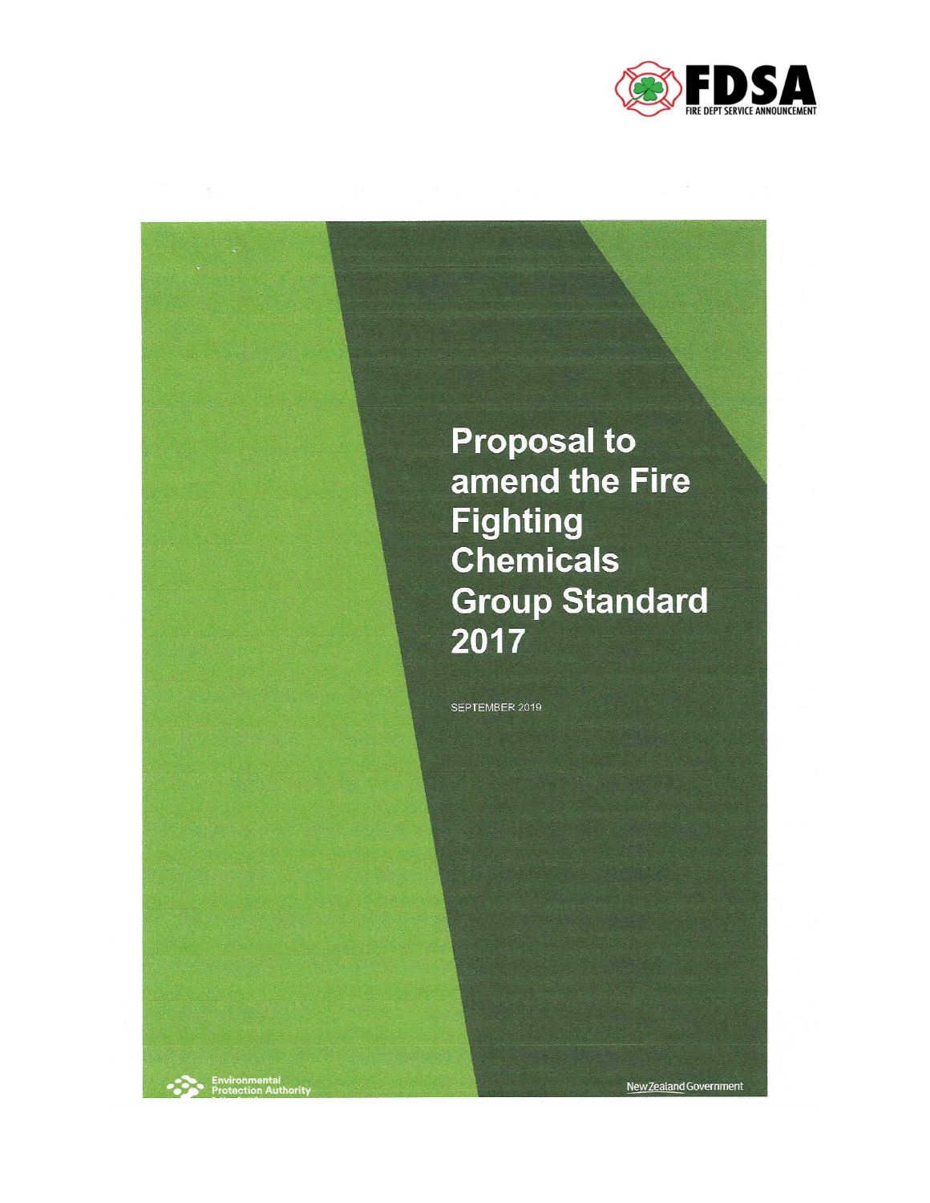FDSA

FIRE DEPT SERVICE ANNOUNCEMENT

# Proposal to amend the Fire Fighting Chemicals Group Standard 2017

SEPTEMBER 2019

Environmental Protection Authority

New Zealand Government